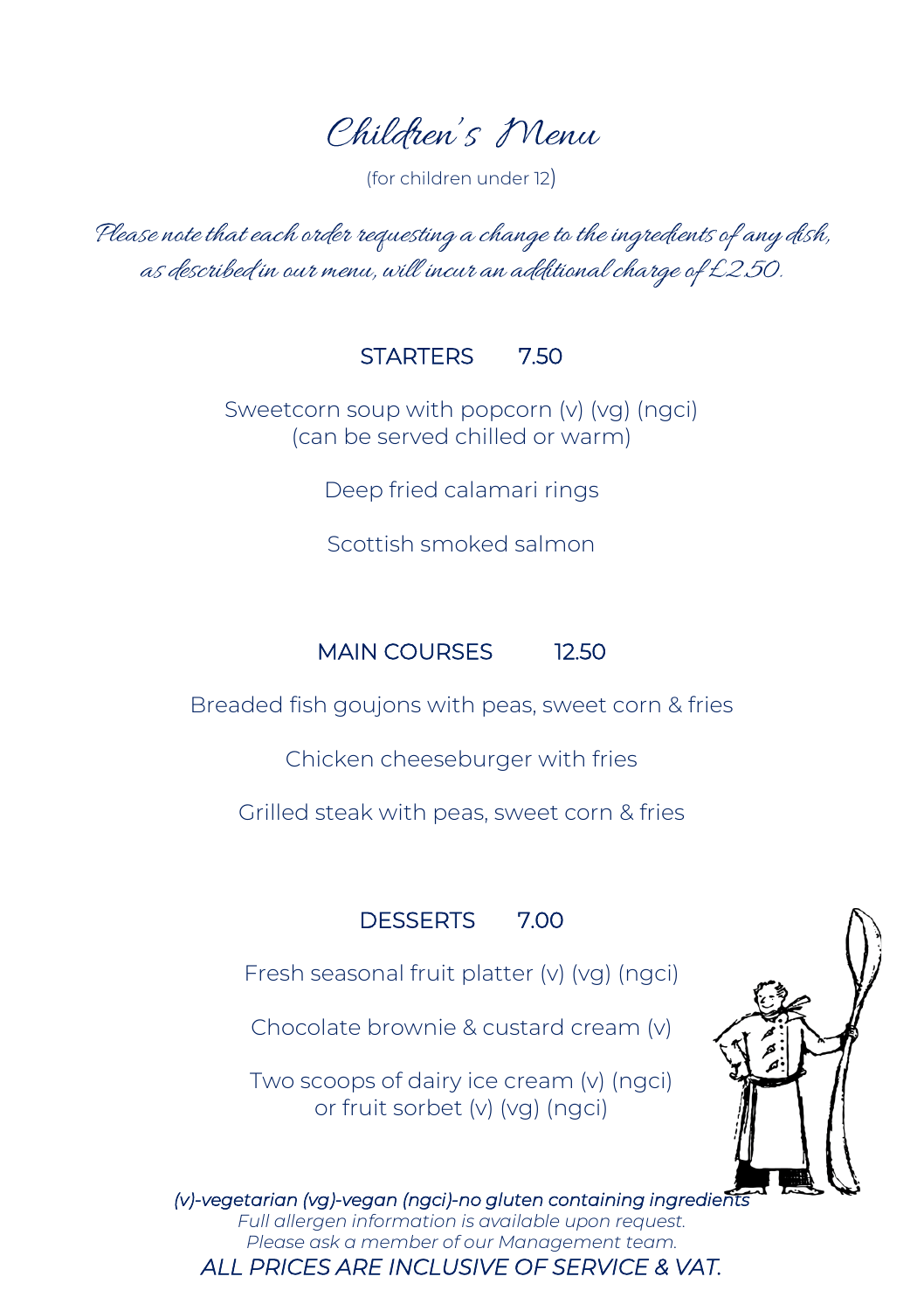# Children's Menu

(for children under 12)

*Please note that each order requesting a change to the ingredients of any dish, as described in our menu, will incur an additional charge of £2.50.*

## STARTERS 7.50

Sweetcorn soup with popcorn (v) (vg) (ngci)
(can be served chilled or warm)

Deep fried calamari rings

Scottish smoked salmon

## MAIN COURSES 12.50

Breaded fish goujons with peas, sweet corn & fries

Chicken cheeseburger with fries

Grilled steak with peas, sweet corn & fries

## DESSERTS 7.00

Fresh seasonal fruit platter (v) (vg) (ngci)

Chocolate brownie & custard cream (v)

Two scoops of dairy ice cream (v) (ngci)
or fruit sorbet (v) (vg) (ngci)

*(v)-vegetarian (vg)-vegan (ngci)-no gluten containing ingredients*
*Full allergen information is available upon request.*
*Please ask a member of our Management team.*
*ALL PRICES ARE INCLUSIVE OF SERVICE & VAT.*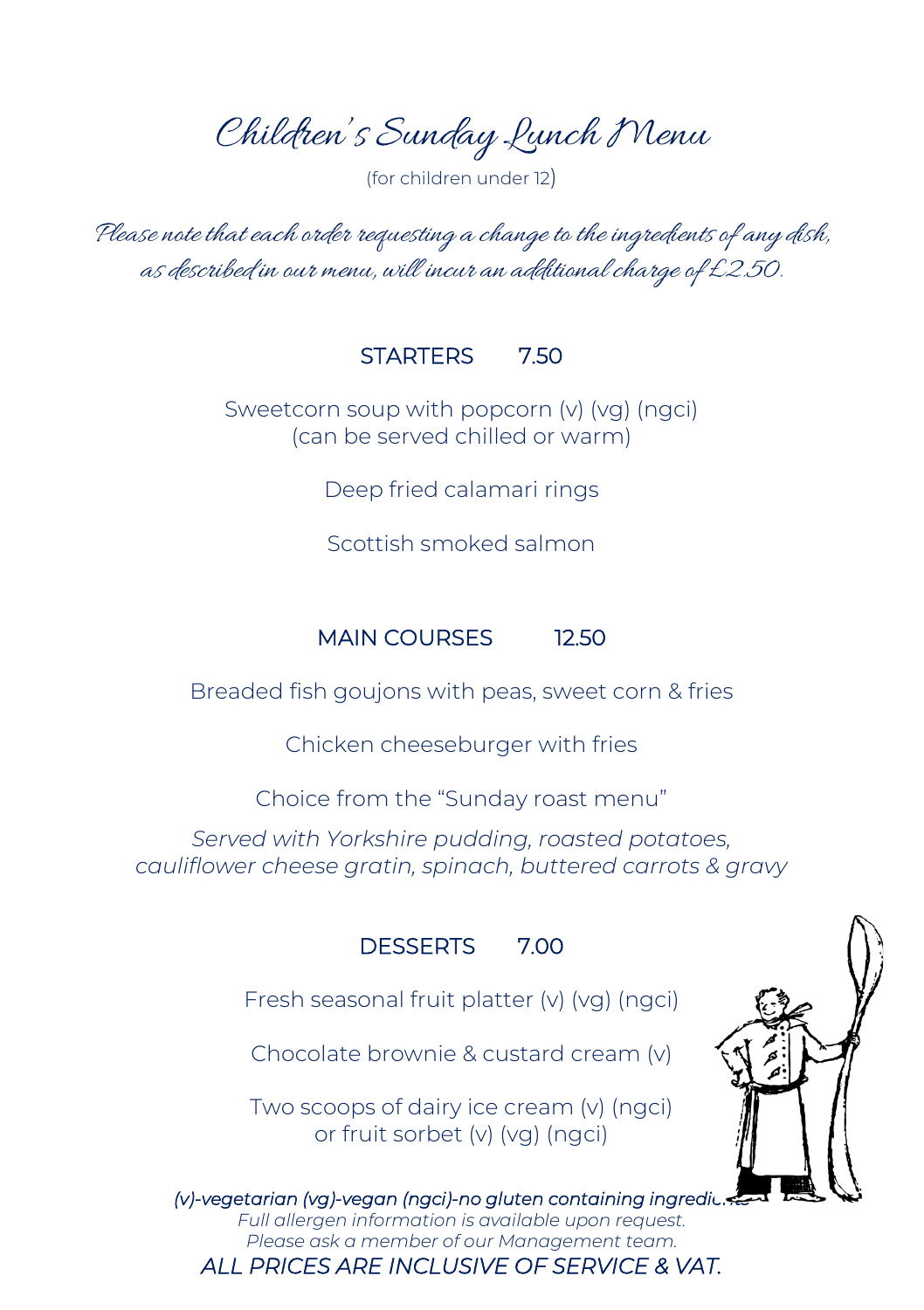# Children's Sunday Lunch Menu

(for children under 12)

*Please note that each order requesting a change to the ingredients of any dish, as described in our menu, will incur an additional charge of £2.50.*

## STARTERS 7.50

Sweetcorn soup with popcorn (v) (vg) (ngci)
(can be served chilled or warm)

Deep fried calamari rings

Scottish smoked salmon

## MAIN COURSES 12.50

Breaded fish goujons with peas, sweet corn & fries

Chicken cheeseburger with fries

Choice from the "Sunday roast menu"

*Served with Yorkshire pudding, roasted potatoes, cauliflower cheese gratin, spinach, buttered carrots & gravy*

## DESSERTS 7.00

Fresh seasonal fruit platter (v) (vg) (ngci)

Chocolate brownie & custard cream (v)

Two scoops of dairy ice cream (v) (ngci)
or fruit sorbet (v) (vg) (ngci)

*(v)-vegetarian (vg)-vegan (ngci)-no gluten containing ingredients*
*Full allergen information is available upon request.*
*Please ask a member of our Management team.*

*ALL PRICES ARE INCLUSIVE OF SERVICE & VAT.*